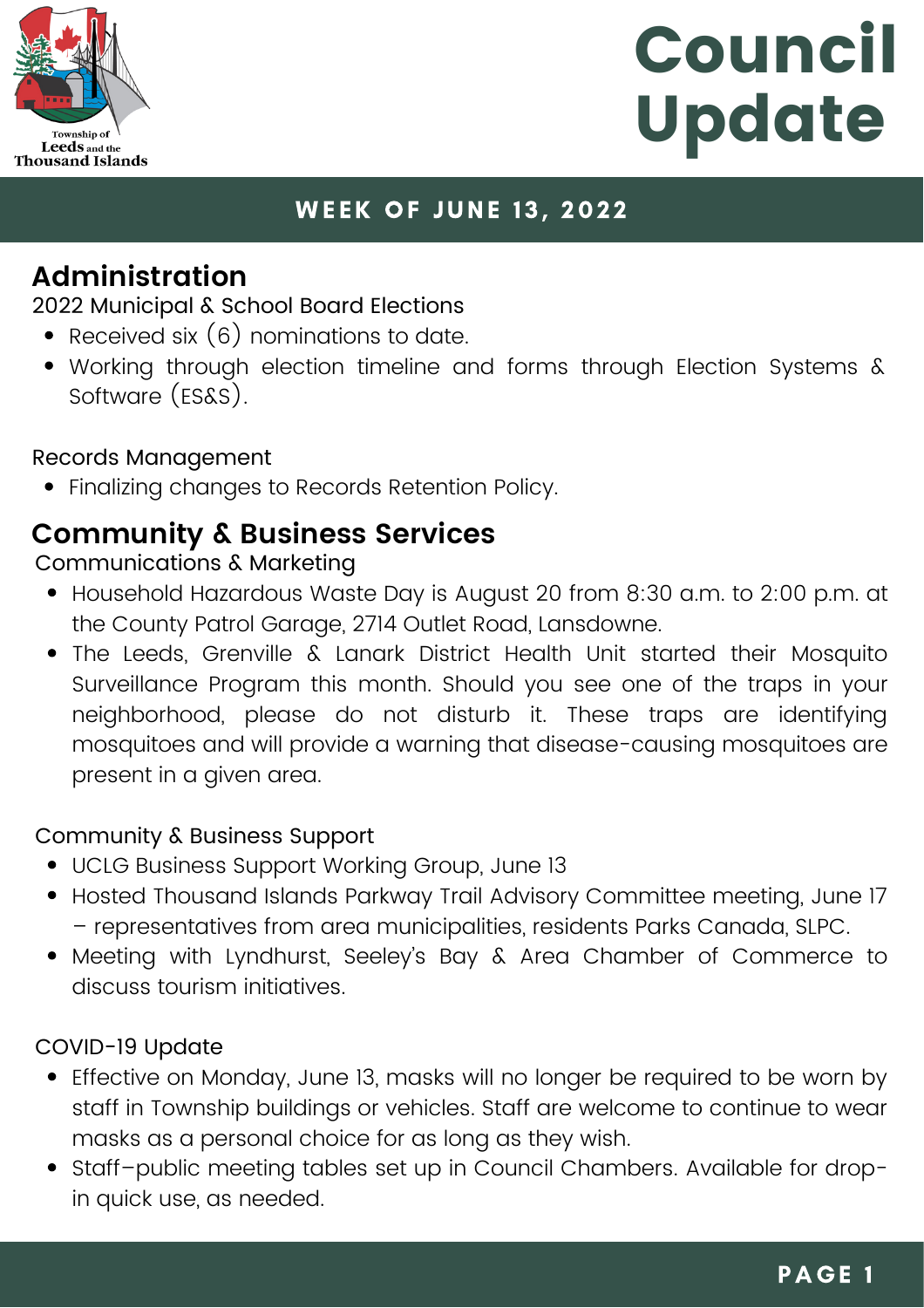Township of Leeds and the Thousand Islands

# Council Update

**WEEK OF JUNE 13, 2022**

## Administration

### 2022 Municipal & School Board Elections

- Received six (6) nominations to date.
- Working through election timeline and forms through Election Systems & Software (ES&S).

### Records Management

- Finalizing changes to Records Retention Policy.

## Community & Business Services

### Communications & Marketing

- Household Hazardous Waste Day is August 20 from 8:30 a.m. to 2:00 p.m. at the County Patrol Garage, 2714 Outlet Road, Lansdowne.
- The Leeds, Grenville & Lanark District Health Unit started their Mosquito Surveillance Program this month. Should you see one of the traps in your neighborhood, please do not disturb it. These traps are identifying mosquitoes and will provide a warning that disease-causing mosquitoes are present in a given area.

### Community & Business Support

- UCLG Business Support Working Group, June 13
- Hosted Thousand Islands Parkway Trail Advisory Committee meeting, June 17 – representatives from area municipalities, residents Parks Canada, SLPC.
- Meeting with Lyndhurst, Seeley's Bay & Area Chamber of Commerce to discuss tourism initiatives.

### COVID-19 Update

- Effective on Monday, June 13, masks will no longer be required to be worn by staff in Township buildings or vehicles. Staff are welcome to continue to wear masks as a personal choice for as long as they wish.
- Staff–public meeting tables set up in Council Chambers. Available for drop-in quick use, as needed.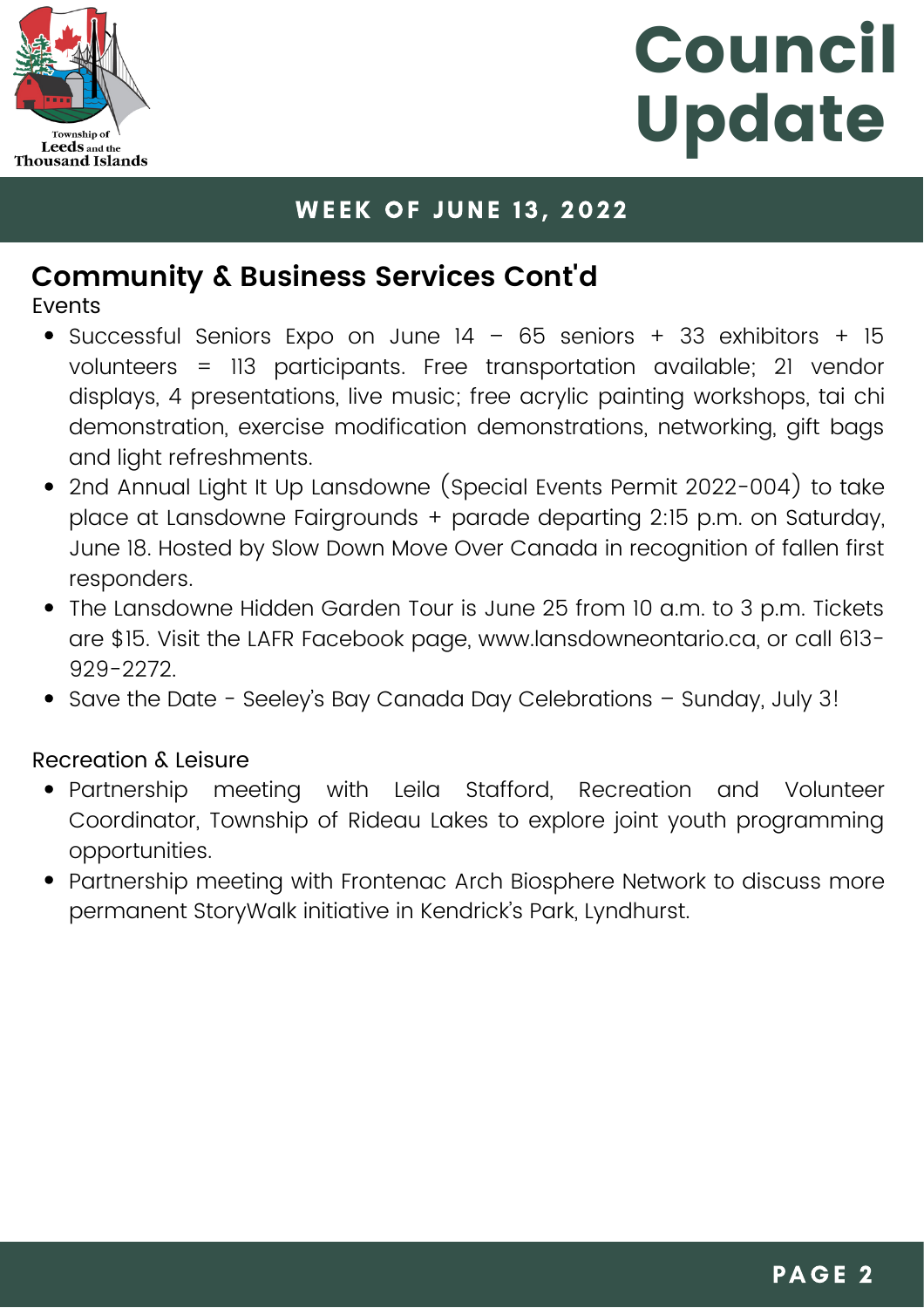# Council Update

**WEEK OF JUNE 13, 2022**

## Community & Business Services Cont'd

Events

- Successful Seniors Expo on June 14 – 65 seniors + 33 exhibitors + 15 volunteers = 113 participants. Free transportation available; 21 vendor displays, 4 presentations, live music; free acrylic painting workshops, tai chi demonstration, exercise modification demonstrations, networking, gift bags and light refreshments.
- 2nd Annual Light It Up Lansdowne (Special Events Permit 2022-004) to take place at Lansdowne Fairgrounds + parade departing 2:15 p.m. on Saturday, June 18. Hosted by Slow Down Move Over Canada in recognition of fallen first responders.
- The Lansdowne Hidden Garden Tour is June 25 from 10 a.m. to 3 p.m. Tickets are $15. Visit the LAFR Facebook page, www.lansdowneontario.ca, or call 613-929-2272.
- Save the Date - Seeley's Bay Canada Day Celebrations – Sunday, July 3!

Recreation & Leisure

- Partnership meeting with Leila Stafford, Recreation and Volunteer Coordinator, Township of Rideau Lakes to explore joint youth programming opportunities.
- Partnership meeting with Frontenac Arch Biosphere Network to discuss more permanent StoryWalk initiative in Kendrick's Park, Lyndhurst.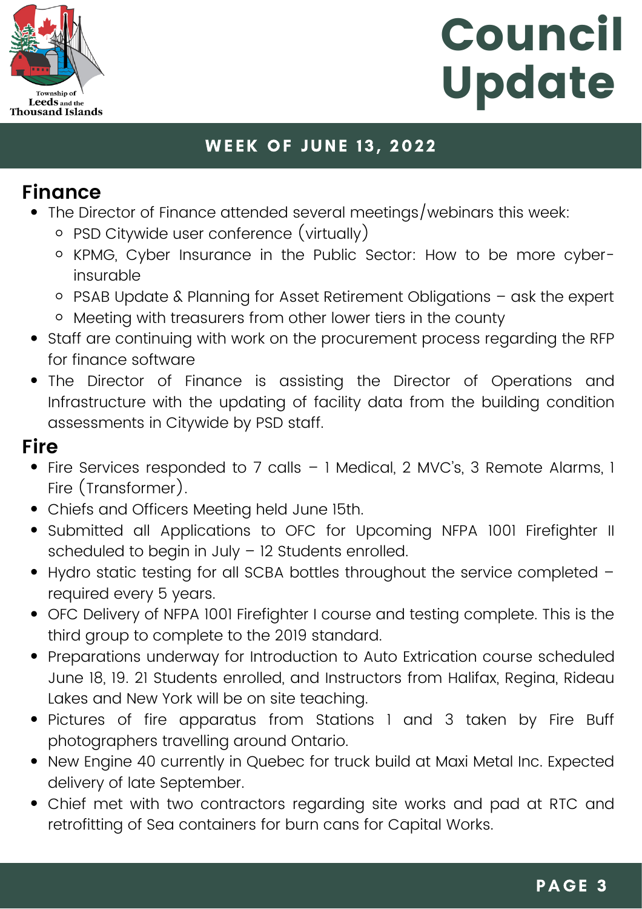# Council Update

**WEEK OF JUNE 13, 2022**

## Finance

- The Director of Finance attended several meetings/webinars this week:
  - PSD Citywide user conference (virtually)
  - KPMG, Cyber Insurance in the Public Sector: How to be more cyber-insurable
  - PSAB Update & Planning for Asset Retirement Obligations – ask the expert
  - Meeting with treasurers from other lower tiers in the county
- Staff are continuing with work on the procurement process regarding the RFP for finance software
- The Director of Finance is assisting the Director of Operations and Infrastructure with the updating of facility data from the building condition assessments in Citywide by PSD staff.

## Fire

- Fire Services responded to 7 calls – 1 Medical, 2 MVC's, 3 Remote Alarms, 1 Fire (Transformer).
- Chiefs and Officers Meeting held June 15th.
- Submitted all Applications to OFC for Upcoming NFPA 1001 Firefighter II scheduled to begin in July – 12 Students enrolled.
- Hydro static testing for all SCBA bottles throughout the service completed – required every 5 years.
- OFC Delivery of NFPA 1001 Firefighter I course and testing complete. This is the third group to complete to the 2019 standard.
- Preparations underway for Introduction to Auto Extrication course scheduled June 18, 19. 21 Students enrolled, and Instructors from Halifax, Regina, Rideau Lakes and New York will be on site teaching.
- Pictures of fire apparatus from Stations 1 and 3 taken by Fire Buff photographers travelling around Ontario.
- New Engine 40 currently in Quebec for truck build at Maxi Metal Inc. Expected delivery of late September.
- Chief met with two contractors regarding site works and pad at RTC and retrofitting of Sea containers for burn cans for Capital Works.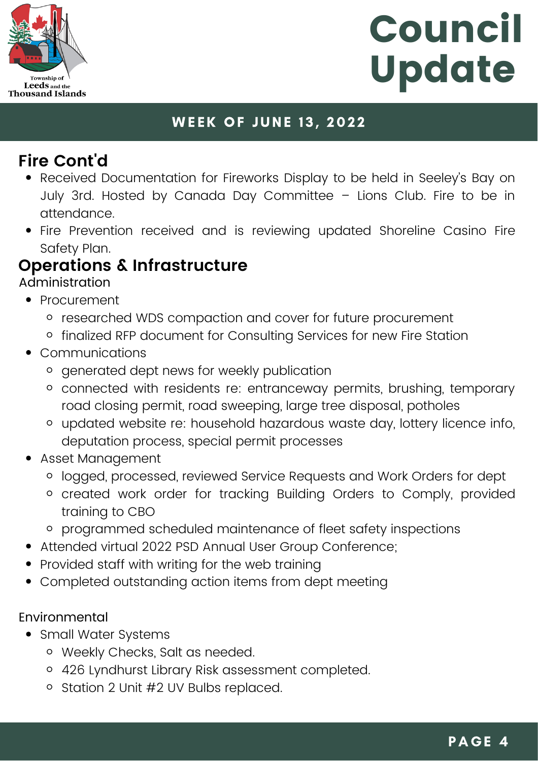# Council Update

**WEEK OF JUNE 13, 2022**

## Fire Cont'd

- Received Documentation for Fireworks Display to be held in Seeley's Bay on July 3rd. Hosted by Canada Day Committee – Lions Club. Fire to be in attendance.
- Fire Prevention received and is reviewing updated Shoreline Casino Fire Safety Plan.

## Operations & Infrastructure

### Administration

- Procurement
  - researched WDS compaction and cover for future procurement
  - finalized RFP document for Consulting Services for new Fire Station
- Communications
  - generated dept news for weekly publication
  - connected with residents re: entranceway permits, brushing, temporary road closing permit, road sweeping, large tree disposal, potholes
  - updated website re: household hazardous waste day, lottery licence info, deputation process, special permit processes
- Asset Management
  - logged, processed, reviewed Service Requests and Work Orders for dept
  - created work order for tracking Building Orders to Comply, provided training to CBO
  - programmed scheduled maintenance of fleet safety inspections
- Attended virtual 2022 PSD Annual User Group Conference;
- Provided staff with writing for the web training
- Completed outstanding action items from dept meeting

### Environmental

- Small Water Systems
  - Weekly Checks, Salt as needed.
  - 426 Lyndhurst Library Risk assessment completed.
  - Station 2 Unit #2 UV Bulbs replaced.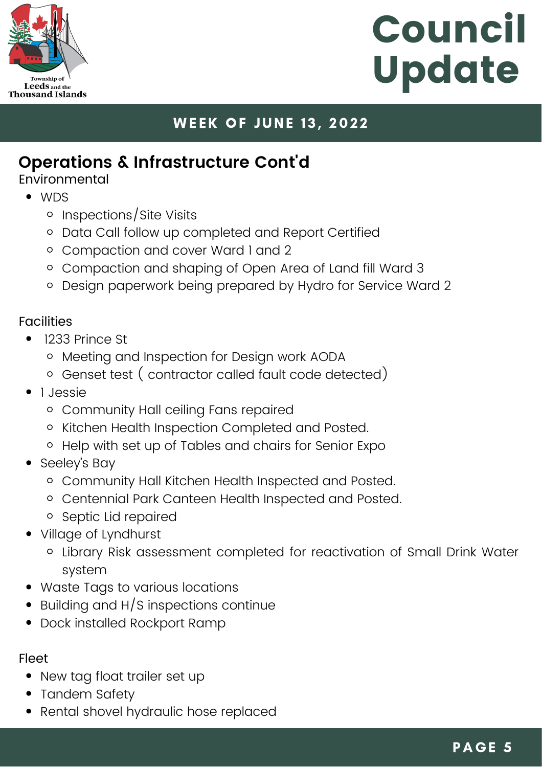## Operations & Infrastructure Cont'd

Environmental

- WDS
  - Inspections/Site Visits
  - Data Call follow up completed and Report Certified
  - Compaction and cover Ward 1 and 2
  - Compaction and shaping of Open Area of Land fill Ward 3
  - Design paperwork being prepared by Hydro for Service Ward 2

Facilities

- 1233 Prince St
  - Meeting and Inspection for Design work AODA
  - Genset test ( contractor called fault code detected)
- 1 Jessie
  - Community Hall ceiling Fans repaired
  - Kitchen Health Inspection Completed and Posted.
  - Help with set up of Tables and chairs for Senior Expo
- Seeley's Bay
  - Community Hall Kitchen Health Inspected and Posted.
  - Centennial Park Canteen Health Inspected and Posted.
  - Septic Lid repaired
- Village of Lyndhurst
  - Library Risk assessment completed for reactivation of Small Drink Water system
- Waste Tags to various locations
- Building and H/S inspections continue
- Dock installed Rockport Ramp

Fleet

- New tag float trailer set up
- Tandem Safety
- Rental shovel hydraulic hose replaced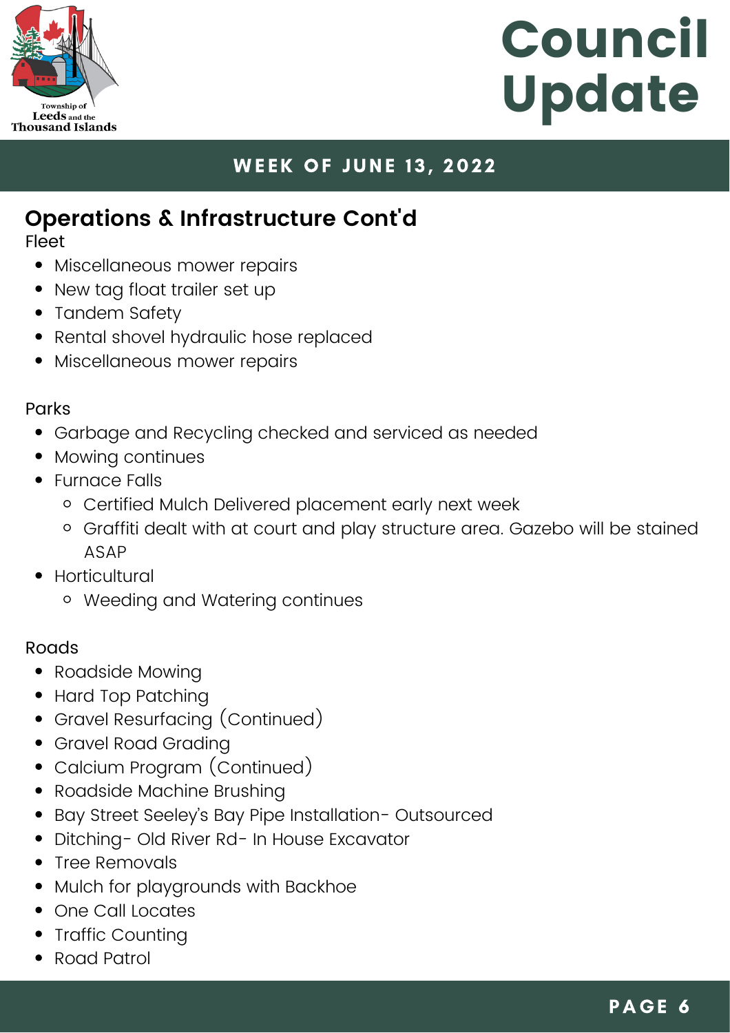# Council Update

**WEEK OF JUNE 13, 2022**

## Operations & Infrastructure Cont'd

Fleet

- Miscellaneous mower repairs
- New tag float trailer set up
- Tandem Safety
- Rental shovel hydraulic hose replaced
- Miscellaneous mower repairs

Parks

- Garbage and Recycling checked and serviced as needed
- Mowing continues
- Furnace Falls
  - Certified Mulch Delivered placement early next week
  - Graffiti dealt with at court and play structure area. Gazebo will be stained ASAP
- Horticultural
  - Weeding and Watering continues

Roads

- Roadside Mowing
- Hard Top Patching
- Gravel Resurfacing (Continued)
- Gravel Road Grading
- Calcium Program (Continued)
- Roadside Machine Brushing
- Bay Street Seeley's Bay Pipe Installation- Outsourced
- Ditching- Old River Rd- In House Excavator
- Tree Removals
- Mulch for playgrounds with Backhoe
- One Call Locates
- Traffic Counting
- Road Patrol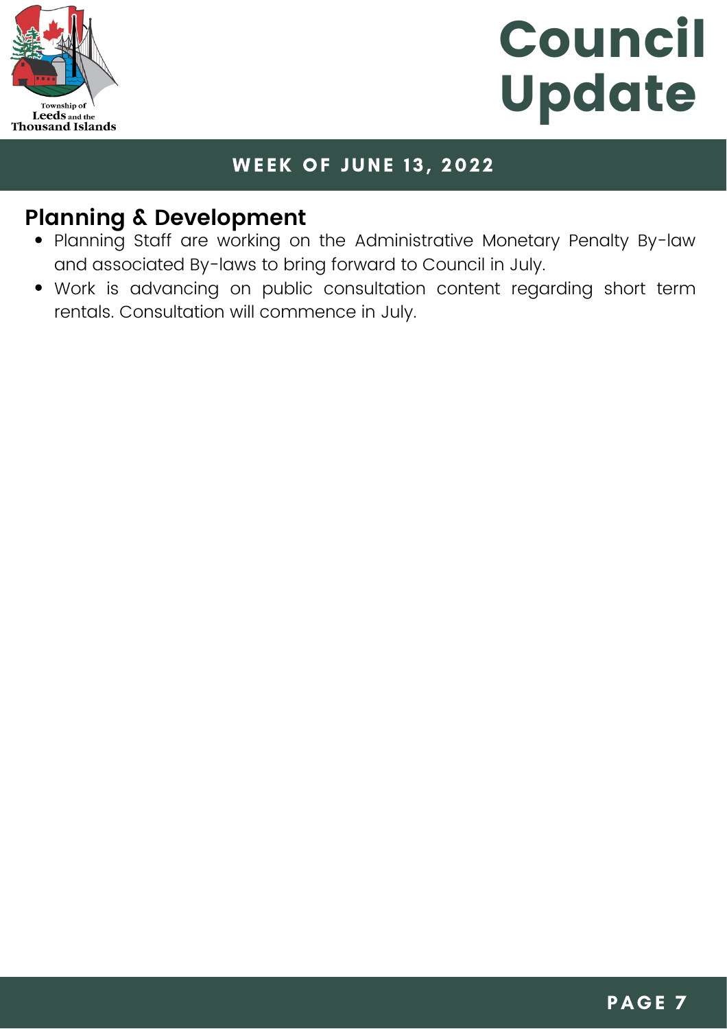# Council Update

**WEEK OF JUNE 13, 2022**

## Planning & Development

- Planning Staff are working on the Administrative Monetary Penalty By-law and associated By-laws to bring forward to Council in July.
- Work is advancing on public consultation content regarding short term rentals. Consultation will commence in July.